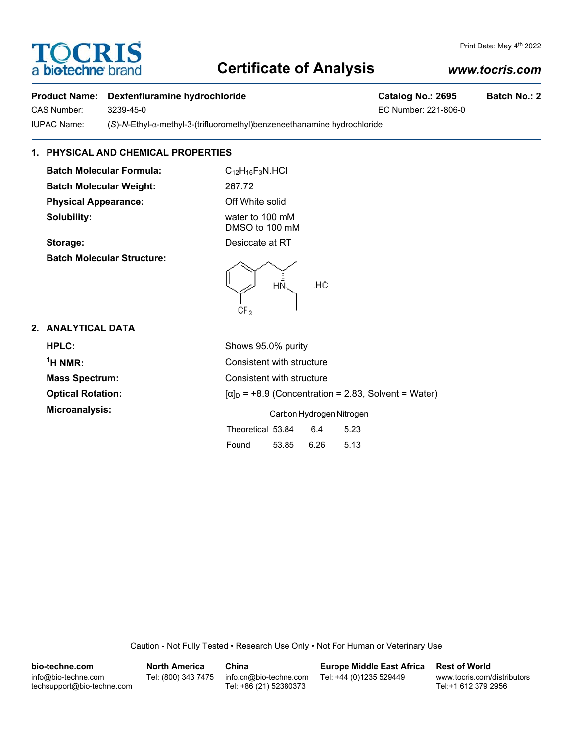TOCRIS
a biotechne brand

Print Date: May 4th 2022

# Certificate of Analysis

*www.tocris.com*

**Product Name:** **Dexfenfluramine hydrochloride** **Catalog No.: 2695** **Batch No.: 2**

CAS Number: 3239-45-0 EC Number: 221-806-0

IUPAC Name: (*S*)-*N*-Ethyl-α-methyl-3-(trifluoromethyl)benzeneethanamine hydrochloride

## 1. PHYSICAL AND CHEMICAL PROPERTIES

**Batch Molecular Formula:** $C_{12}H_{16}F_3N.HCl$

**Batch Molecular Weight:** 267.72

**Physical Appearance:** Off White solid

**Solubility:** water to 100 mM
DMSO to 100 mM

**Storage:** Desiccate at RT

**Batch Molecular Structure:**

## 2. ANALYTICAL DATA

**HPLC:** Shows 95.0% purity

**$^1$H NMR:** Consistent with structure

**Mass Spectrum:** Consistent with structure

**Optical Rotation:** $[\alpha]_D$ = +8.9 (Concentration = 2.83, Solvent = Water)

**Microanalysis:**

| | Carbon | Hydrogen | Nitrogen |
|---|---|---|---|
| Theoretical | 53.84 | 6.4 | 5.23 |
| Found | 53.85 | 6.26 | 5.13 |

Caution - Not Fully Tested • Research Use Only • Not For Human or Veterinary Use

**bio-techne.com**
info@bio-techne.com
techsupport@bio-techne.com

**North America**
Tel: (800) 343 7475

**China**
info.cn@bio-techne.com
Tel: +86 (21) 52380373

**Europe Middle East Africa**
Tel: +44 (0)1235 529449

**Rest of World**
www.tocris.com/distributors
Tel:+1 612 379 2956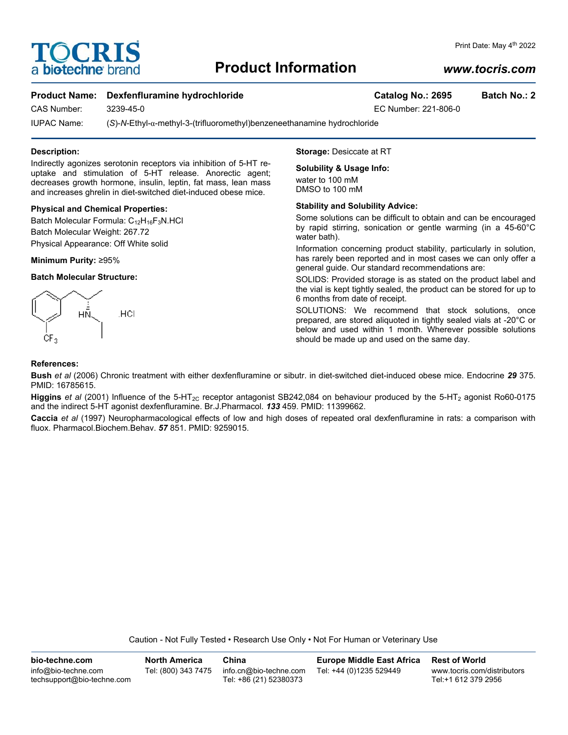# TOCRIS a biotechne brand

Print Date: May 4th 2022

# Product Information

*www.tocris.com*

**Product Name:** **Dexfenfluramine hydrochloride** **Catalog No.: 2695** **Batch No.: 2**

CAS Number: 3239-45-0 EC Number: 221-806-0

IUPAC Name: (*S*)-*N*-Ethyl-α-methyl-3-(trifluoromethyl)benzeneethanamine hydrochloride

**Description:**

Indirectly agonizes serotonin receptors via inhibition of 5-HT re-uptake and stimulation of 5-HT release. Anorectic agent; decreases growth hormone, insulin, leptin, fat mass, lean mass and increases ghrelin in diet-switched diet-induced obese mice.

**Physical and Chemical Properties:**

Batch Molecular Formula: $C_{12}H_{16}F_3N.HCl$

Batch Molecular Weight: 267.72

Physical Appearance: Off White solid

**Minimum Purity:** ≥95%

**Batch Molecular Structure:**

**Storage:** Desiccate at RT

**Solubility & Usage Info:**

water to 100 mM

DMSO to 100 mM

**Stability and Solubility Advice:**

Some solutions can be difficult to obtain and can be encouraged by rapid stirring, sonication or gentle warming (in a 45-60°C water bath).

Information concerning product stability, particularly in solution, has rarely been reported and in most cases we can only offer a general guide. Our standard recommendations are:

SOLIDS: Provided storage is as stated on the product label and the vial is kept tightly sealed, the product can be stored for up to 6 months from date of receipt.

SOLUTIONS: We recommend that stock solutions, once prepared, are stored aliquoted in tightly sealed vials at -20°C or below and used within 1 month. Wherever possible solutions should be made up and used on the same day.

**References:**

**Bush** *et al* (2006) Chronic treatment with either dexfenfluramine or sibutr. in diet-switched diet-induced obese mice. Endocrine ***29*** 375. PMID: 16785615.

**Higgins** *et al* (2001) Influence of the $5\text{-}HT_{2C}$ receptor antagonist SB242,084 on behaviour produced by the $5\text{-}HT_2$ agonist Ro60-0175 and the indirect 5-HT agonist dexfenfluramine. Br.J.Pharmacol. ***133*** 459. PMID: 11399662.

**Caccia** *et al* (1997) Neuropharmacological effects of low and high doses of repeated oral dexfenfluramine in rats: a comparison with fluox. Pharmacol.Biochem.Behav. ***57*** 851. PMID: 9259015.

Caution - Not Fully Tested • Research Use Only • Not For Human or Veterinary Use

| bio-techne.com | North America | China | Europe Middle East Africa | Rest of World |
|---|---|---|---|---|
| info@bio-techne.com<br>techsupport@bio-techne.com | Tel: (800) 343 7475 | info.cn@bio-techne.com<br>Tel: +86 (21) 52380373 | Tel: +44 (0)1235 529449 | www.tocris.com/distributors<br>Tel:+1 612 379 2956 |